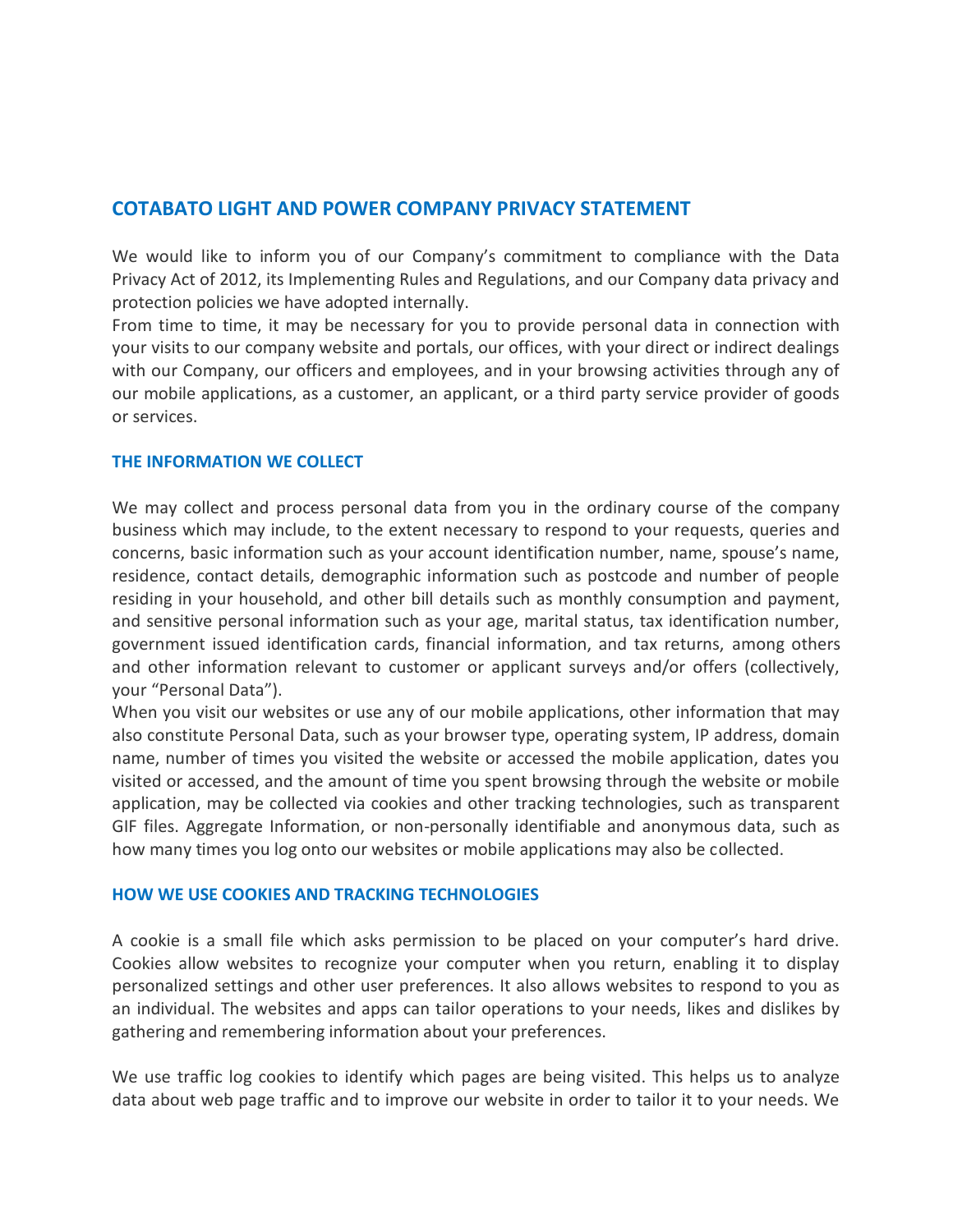## COTABATO LIGHT AND POWER COMPANY PRIVACY STATEMENT

We would like to inform you of our Company's commitment to compliance with the Data Privacy Act of 2012, its Implementing Rules and Regulations, and our Company data privacy and protection policies we have adopted internally.

From time to time, it may be necessary for you to provide personal data in connection with your visits to our company website and portals, our offices, with your direct or indirect dealings with our Company, our officers and employees, and in your browsing activities through any of our mobile applications, as a customer, an applicant, or a third party service provider of goods or services.

### THE INFORMATION WE COLLECT

We may collect and process personal data from you in the ordinary course of the company business which may include, to the extent necessary to respond to your requests, queries and concerns, basic information such as your account identification number, name, spouse's name, residence, contact details, demographic information such as postcode and number of people residing in your household, and other bill details such as monthly consumption and payment, and sensitive personal information such as your age, marital status, tax identification number, government issued identification cards, financial information, and tax returns, among others and other information relevant to customer or applicant surveys and/or offers (collectively, your "Personal Data").

When you visit our websites or use any of our mobile applications, other information that may also constitute Personal Data, such as your browser type, operating system, IP address, domain name, number of times you visited the website or accessed the mobile application, dates you visited or accessed, and the amount of time you spent browsing through the website or mobile application, may be collected via cookies and other tracking technologies, such as transparent GIF files. Aggregate Information, or non-personally identifiable and anonymous data, such as how many times you log onto our websites or mobile applications may also be collected.

### HOW WE USE COOKIES AND TRACKING TECHNOLOGIES

A cookie is a small file which asks permission to be placed on your computer's hard drive. Cookies allow websites to recognize your computer when you return, enabling it to display personalized settings and other user preferences. It also allows websites to respond to you as an individual. The websites and apps can tailor operations to your needs, likes and dislikes by gathering and remembering information about your preferences.

We use traffic log cookies to identify which pages are being visited. This helps us to analyze data about web page traffic and to improve our website in order to tailor it to your needs. We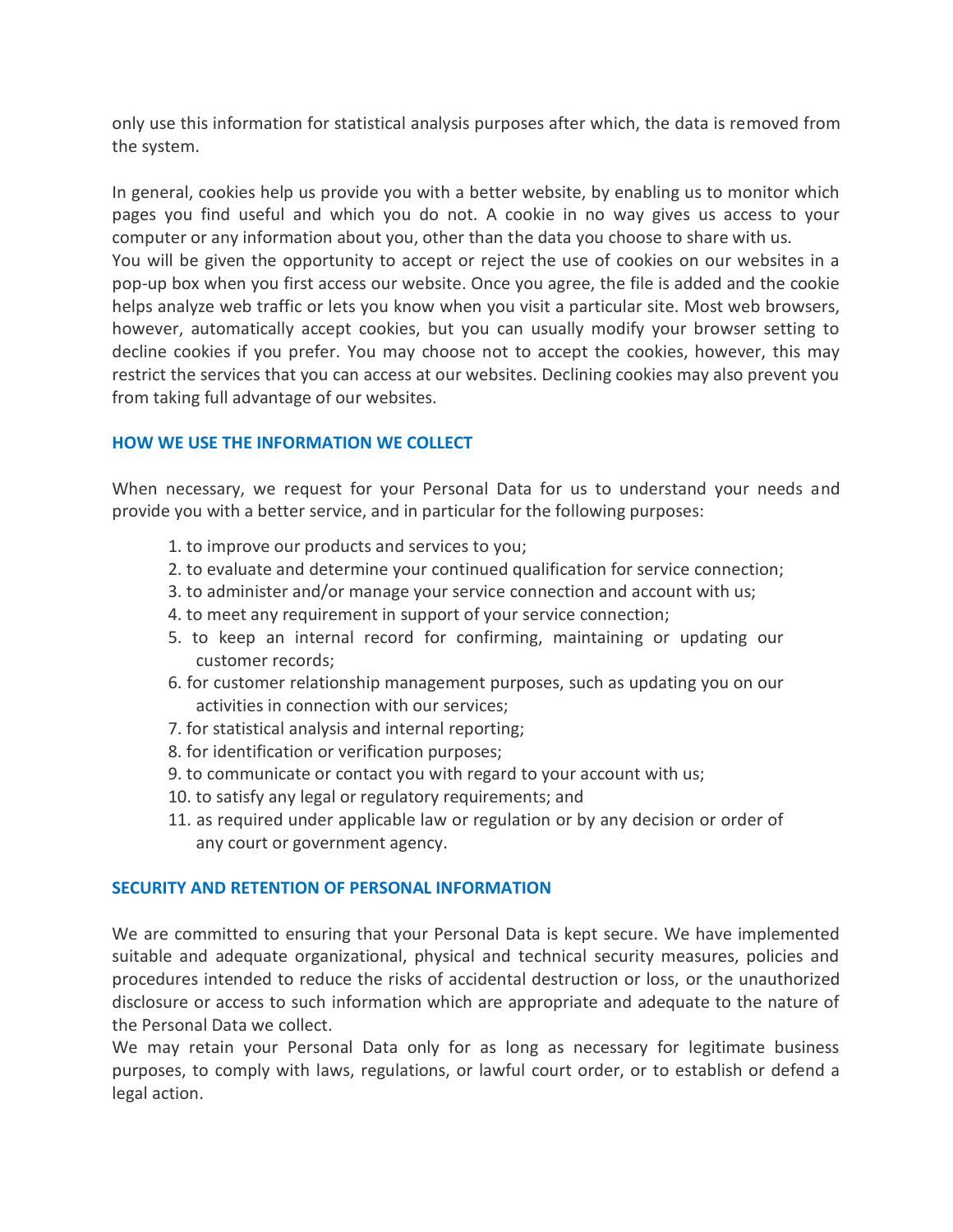only use this information for statistical analysis purposes after which, the data is removed from the system.

In general, cookies help us provide you with a better website, by enabling us to monitor which pages you find useful and which you do not. A cookie in no way gives us access to your computer or any information about you, other than the data you choose to share with us.
You will be given the opportunity to accept or reject the use of cookies on our websites in a pop-up box when you first access our website. Once you agree, the file is added and the cookie helps analyze web traffic or lets you know when you visit a particular site. Most web browsers, however, automatically accept cookies, but you can usually modify your browser setting to decline cookies if you prefer. You may choose not to accept the cookies, however, this may restrict the services that you can access at our websites. Declining cookies may also prevent you from taking full advantage of our websites.

## HOW WE USE THE INFORMATION WE COLLECT

When necessary, we request for your Personal Data for us to understand your needs and provide you with a better service, and in particular for the following purposes:

1. to improve our products and services to you;
2. to evaluate and determine your continued qualification for service connection;
3. to administer and/or manage your service connection and account with us;
4. to meet any requirement in support of your service connection;
5. to keep an internal record for confirming, maintaining or updating our customer records;
6. for customer relationship management purposes, such as updating you on our activities in connection with our services;
7. for statistical analysis and internal reporting;
8. for identification or verification purposes;
9. to communicate or contact you with regard to your account with us;
10. to satisfy any legal or regulatory requirements; and
11. as required under applicable law or regulation or by any decision or order of any court or government agency.

## SECURITY AND RETENTION OF PERSONAL INFORMATION

We are committed to ensuring that your Personal Data is kept secure. We have implemented suitable and adequate organizational, physical and technical security measures, policies and procedures intended to reduce the risks of accidental destruction or loss, or the unauthorized disclosure or access to such information which are appropriate and adequate to the nature of the Personal Data we collect.
We may retain your Personal Data only for as long as necessary for legitimate business purposes, to comply with laws, regulations, or lawful court order, or to establish or defend a legal action.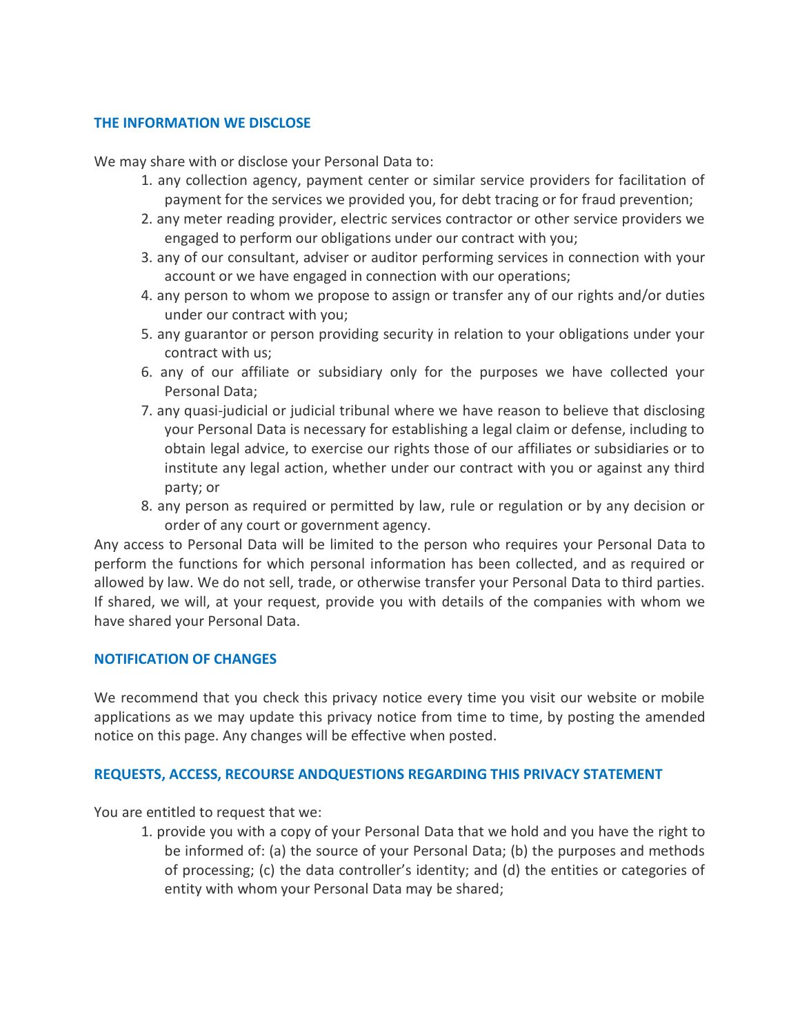## THE INFORMATION WE DISCLOSE

We may share with or disclose your Personal Data to:

1. any collection agency, payment center or similar service providers for facilitation of payment for the services we provided you, for debt tracing or for fraud prevention;
2. any meter reading provider, electric services contractor or other service providers we engaged to perform our obligations under our contract with you;
3. any of our consultant, adviser or auditor performing services in connection with your account or we have engaged in connection with our operations;
4. any person to whom we propose to assign or transfer any of our rights and/or duties under our contract with you;
5. any guarantor or person providing security in relation to your obligations under your contract with us;
6. any of our affiliate or subsidiary only for the purposes we have collected your Personal Data;
7. any quasi-judicial or judicial tribunal where we have reason to believe that disclosing your Personal Data is necessary for establishing a legal claim or defense, including to obtain legal advice, to exercise our rights those of our affiliates or subsidiaries or to institute any legal action, whether under our contract with you or against any third party; or
8. any person as required or permitted by law, rule or regulation or by any decision or order of any court or government agency.

Any access to Personal Data will be limited to the person who requires your Personal Data to perform the functions for which personal information has been collected, and as required or allowed by law. We do not sell, trade, or otherwise transfer your Personal Data to third parties. If shared, we will, at your request, provide you with details of the companies with whom we have shared your Personal Data.

## NOTIFICATION OF CHANGES

We recommend that you check this privacy notice every time you visit our website or mobile applications as we may update this privacy notice from time to time, by posting the amended notice on this page. Any changes will be effective when posted.

## REQUESTS, ACCESS, RECOURSE ANDQUESTIONS REGARDING THIS PRIVACY STATEMENT

You are entitled to request that we:

1. provide you with a copy of your Personal Data that we hold and you have the right to be informed of: (a) the source of your Personal Data; (b) the purposes and methods of processing; (c) the data controller's identity; and (d) the entities or categories of entity with whom your Personal Data may be shared;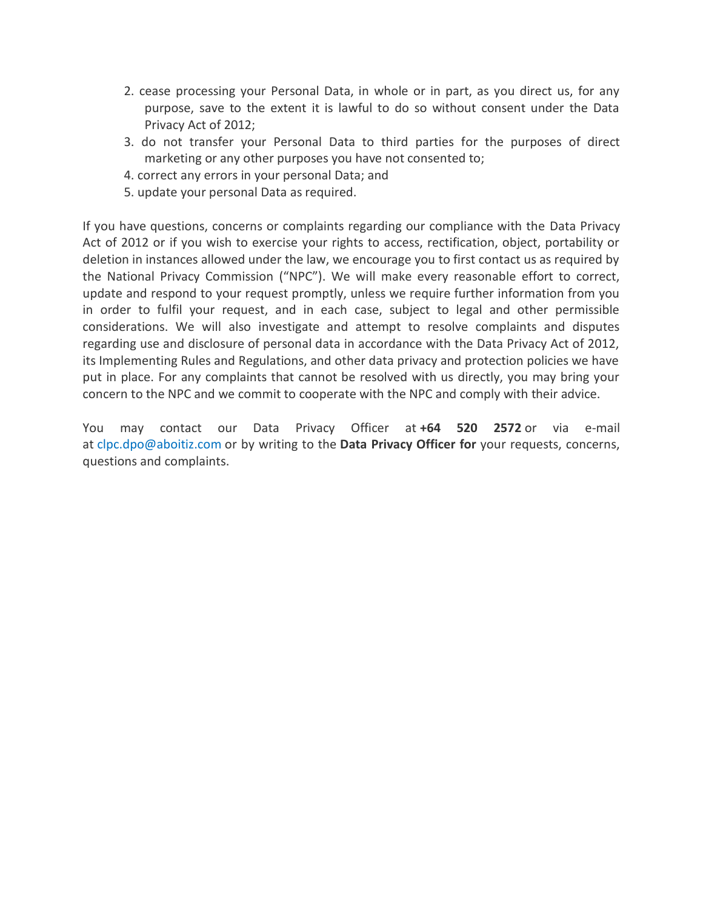2. cease processing your Personal Data, in whole or in part, as you direct us, for any purpose, save to the extent it is lawful to do so without consent under the Data Privacy Act of 2012;
3. do not transfer your Personal Data to third parties for the purposes of direct marketing or any other purposes you have not consented to;
4. correct any errors in your personal Data; and
5. update your personal Data as required.

If you have questions, concerns or complaints regarding our compliance with the Data Privacy Act of 2012 or if you wish to exercise your rights to access, rectification, object, portability or deletion in instances allowed under the law, we encourage you to first contact us as required by the National Privacy Commission ("NPC"). We will make every reasonable effort to correct, update and respond to your request promptly, unless we require further information from you in order to fulfil your request, and in each case, subject to legal and other permissible considerations. We will also investigate and attempt to resolve complaints and disputes regarding use and disclosure of personal data in accordance with the Data Privacy Act of 2012, its Implementing Rules and Regulations, and other data privacy and protection policies we have put in place. For any complaints that cannot be resolved with us directly, you may bring your concern to the NPC and we commit to cooperate with the NPC and comply with their advice.

You may contact our Data Privacy Officer at **+64 520 2572** or via e-mail at clpc.dpo@aboitiz.com or by writing to the **Data Privacy Officer for** your requests, concerns, questions and complaints.